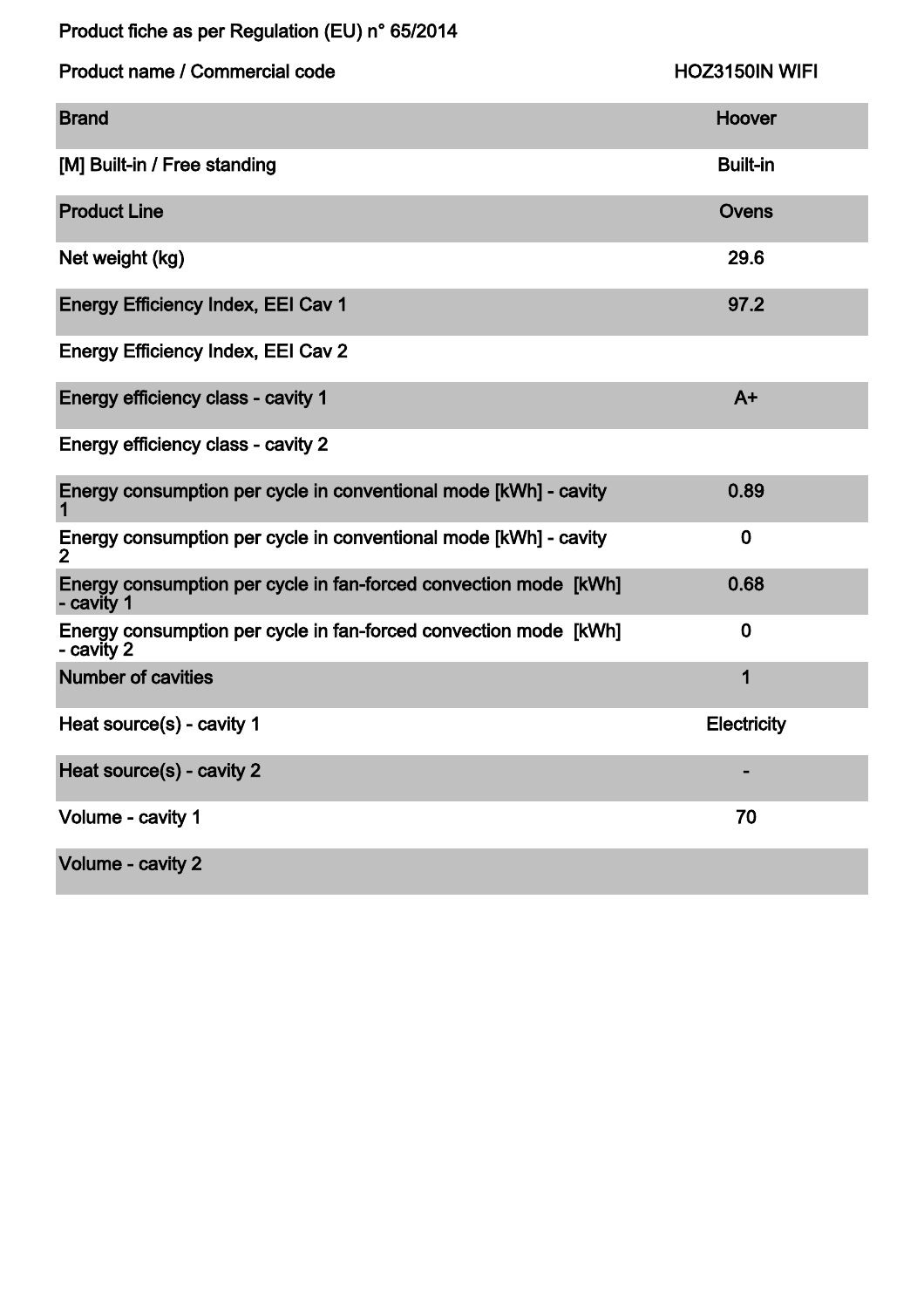Product fiche as per Regulation (EU) n° 65/2014

| Product name / Commercial code | HOZ3150IN WIFI |
| --- | --- |
| Brand | Hoover |
| [M] Built-in / Free standing | Built-in |
| Product Line | Ovens |
| Net weight (kg) | 29.6 |
| Energy Efficiency Index, EEI Cav 1 | 97.2 |
| Energy Efficiency Index, EEI Cav 2 | |
| Energy efficiency class - cavity 1 | A+ |
| Energy efficiency class - cavity 2 | |
| Energy consumption per cycle in conventional mode [kWh] - cavity 1 | 0.89 |
| Energy consumption per cycle in conventional mode [kWh] - cavity 2 | 0 |
| Energy consumption per cycle in fan-forced convection mode [kWh] - cavity 1 | 0.68 |
| Energy consumption per cycle in fan-forced convection mode [kWh] - cavity 2 | 0 |
| Number of cavities | 1 |
| Heat source(s) - cavity 1 | Electricity |
| Heat source(s) - cavity 2 | - |
| Volume - cavity 1 | 70 |
| Volume - cavity 2 | |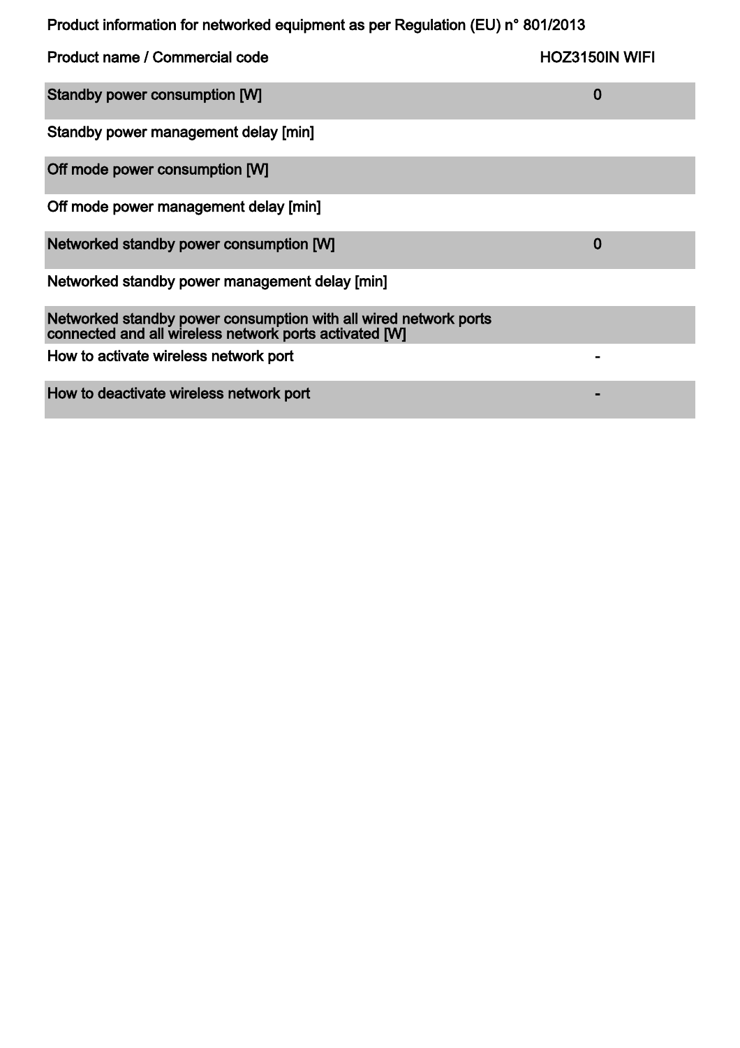Product information for networked equipment as per Regulation (EU) n° 801/2013

| | |
|---|---|
| Product name / Commercial code | HOZ3150IN WIFI |
| Standby power consumption [W] | 0 |
| Standby power management delay [min] | |
| Off mode power consumption [W] | |
| Off mode power management delay [min] | |
| Networked standby power consumption [W] | 0 |
| Networked standby power management delay [min] | |
| Networked standby power consumption with all wired network ports connected and all wireless network ports activated [W] | |
| How to activate wireless network port | - |
| How to deactivate wireless network port | - |